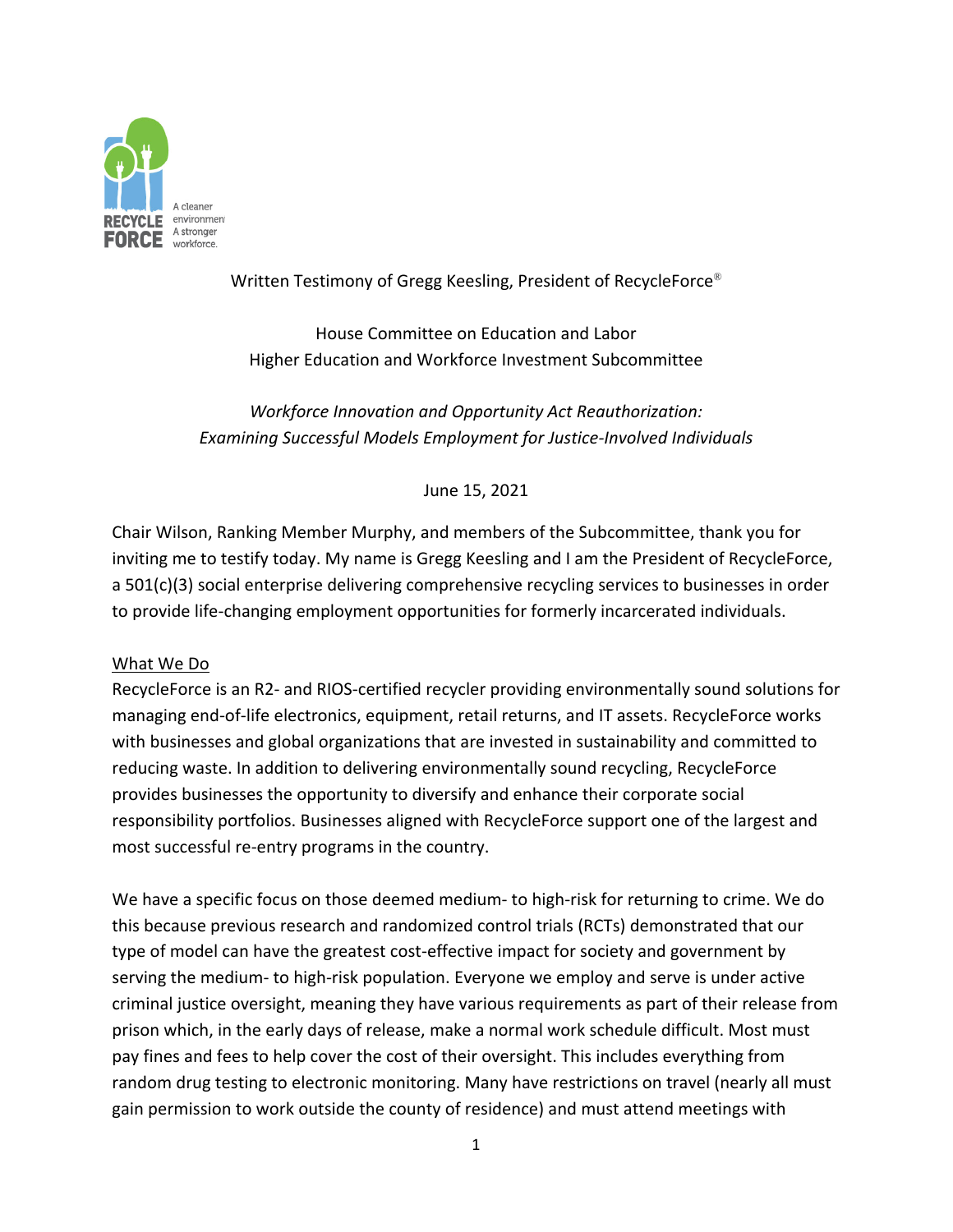Written Testimony of Gregg Keesling, President of RecycleForce®

House Committee on Education and Labor
Higher Education and Workforce Investment Subcommittee

*Workforce Innovation and Opportunity Act Reauthorization: Examining Successful Models Employment for Justice-Involved Individuals*

June 15, 2021

Chair Wilson, Ranking Member Murphy, and members of the Subcommittee, thank you for inviting me to testify today. My name is Gregg Keesling and I am the President of RecycleForce, a 501(c)(3) social enterprise delivering comprehensive recycling services to businesses in order to provide life-changing employment opportunities for formerly incarcerated individuals.

## What We Do

RecycleForce is an R2- and RIOS-certified recycler providing environmentally sound solutions for managing end-of-life electronics, equipment, retail returns, and IT assets. RecycleForce works with businesses and global organizations that are invested in sustainability and committed to reducing waste. In addition to delivering environmentally sound recycling, RecycleForce provides businesses the opportunity to diversify and enhance their corporate social responsibility portfolios. Businesses aligned with RecycleForce support one of the largest and most successful re-entry programs in the country.

We have a specific focus on those deemed medium- to high-risk for returning to crime. We do this because previous research and randomized control trials (RCTs) demonstrated that our type of model can have the greatest cost-effective impact for society and government by serving the medium- to high-risk population. Everyone we employ and serve is under active criminal justice oversight, meaning they have various requirements as part of their release from prison which, in the early days of release, make a normal work schedule difficult. Most must pay fines and fees to help cover the cost of their oversight. This includes everything from random drug testing to electronic monitoring. Many have restrictions on travel (nearly all must gain permission to work outside the county of residence) and must attend meetings with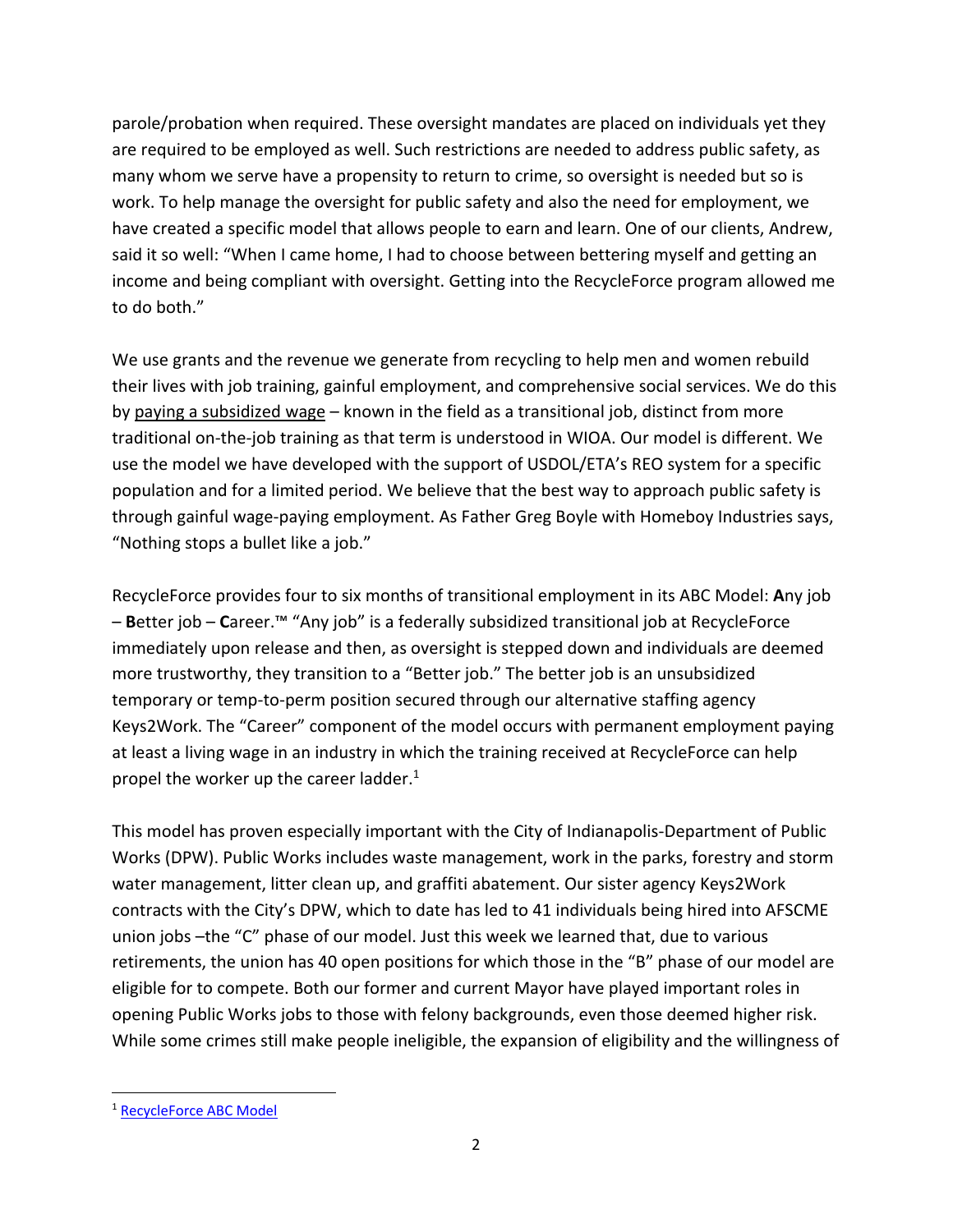parole/probation when required. These oversight mandates are placed on individuals yet they are required to be employed as well. Such restrictions are needed to address public safety, as many whom we serve have a propensity to return to crime, so oversight is needed but so is work. To help manage the oversight for public safety and also the need for employment, we have created a specific model that allows people to earn and learn. One of our clients, Andrew, said it so well: "When I came home, I had to choose between bettering myself and getting an income and being compliant with oversight. Getting into the RecycleForce program allowed me to do both."

We use grants and the revenue we generate from recycling to help men and women rebuild their lives with job training, gainful employment, and comprehensive social services. We do this by paying a subsidized wage – known in the field as a transitional job, distinct from more traditional on-the-job training as that term is understood in WIOA. Our model is different. We use the model we have developed with the support of USDOL/ETA's REO system for a specific population and for a limited period. We believe that the best way to approach public safety is through gainful wage-paying employment. As Father Greg Boyle with Homeboy Industries says, "Nothing stops a bullet like a job."

RecycleForce provides four to six months of transitional employment in its ABC Model: **A**ny job – **B**etter job – **C**areer.™ "Any job" is a federally subsidized transitional job at RecycleForce immediately upon release and then, as oversight is stepped down and individuals are deemed more trustworthy, they transition to a "Better job." The better job is an unsubsidized temporary or temp-to-perm position secured through our alternative staffing agency Keys2Work. The "Career" component of the model occurs with permanent employment paying at least a living wage in an industry in which the training received at RecycleForce can help propel the worker up the career ladder.[1]

This model has proven especially important with the City of Indianapolis-Department of Public Works (DPW). Public Works includes waste management, work in the parks, forestry and storm water management, litter clean up, and graffiti abatement. Our sister agency Keys2Work contracts with the City's DPW, which to date has led to 41 individuals being hired into AFSCME union jobs –the "C" phase of our model. Just this week we learned that, due to various retirements, the union has 40 open positions for which those in the "B" phase of our model are eligible for to compete. Both our former and current Mayor have played important roles in opening Public Works jobs to those with felony backgrounds, even those deemed higher risk. While some crimes still make people ineligible, the expansion of eligibility and the willingness of

---

[1] RecycleForce ABC Model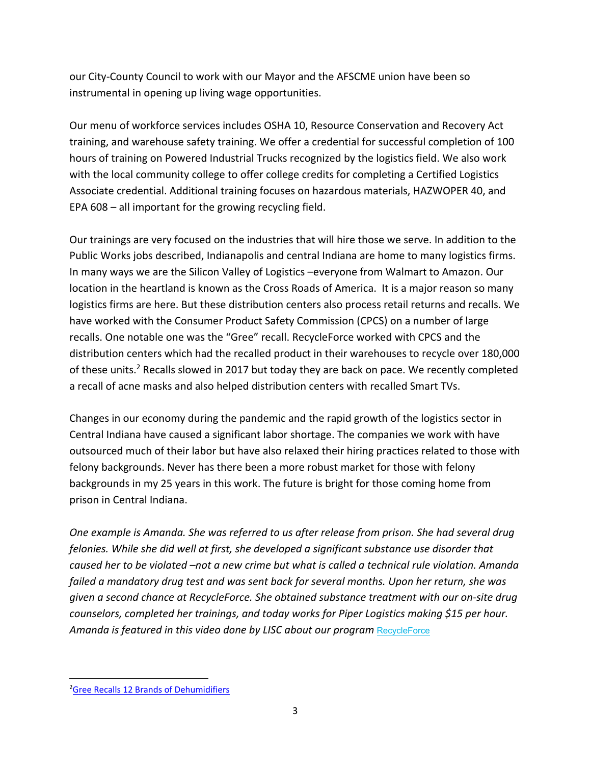our City-County Council to work with our Mayor and the AFSCME union have been so instrumental in opening up living wage opportunities.

Our menu of workforce services includes OSHA 10, Resource Conservation and Recovery Act training, and warehouse safety training. We offer a credential for successful completion of 100 hours of training on Powered Industrial Trucks recognized by the logistics field. We also work with the local community college to offer college credits for completing a Certified Logistics Associate credential. Additional training focuses on hazardous materials, HAZWOPER 40, and EPA 608 – all important for the growing recycling field.

Our trainings are very focused on the industries that will hire those we serve. In addition to the Public Works jobs described, Indianapolis and central Indiana are home to many logistics firms. In many ways we are the Silicon Valley of Logistics –everyone from Walmart to Amazon. Our location in the heartland is known as the Cross Roads of America. It is a major reason so many logistics firms are here. But these distribution centers also process retail returns and recalls. We have worked with the Consumer Product Safety Commission (CPCS) on a number of large recalls. One notable one was the "Gree" recall. RecycleForce worked with CPCS and the distribution centers which had the recalled product in their warehouses to recycle over 180,000 of these units.[2] Recalls slowed in 2017 but today they are back on pace. We recently completed a recall of acne masks and also helped distribution centers with recalled Smart TVs.

Changes in our economy during the pandemic and the rapid growth of the logistics sector in Central Indiana have caused a significant labor shortage. The companies we work with have outsourced much of their labor but have also relaxed their hiring practices related to those with felony backgrounds. Never has there been a more robust market for those with felony backgrounds in my 25 years in this work. The future is bright for those coming home from prison in Central Indiana.

*One example is Amanda. She was referred to us after release from prison. She had several drug felonies. While she did well at first, she developed a significant substance use disorder that caused her to be violated –not a new crime but what is called a technical rule violation. Amanda failed a mandatory drug test and was sent back for several months. Upon her return, she was given a second chance at RecycleForce. She obtained substance treatment with our on-site drug counselors, completed her trainings, and today works for Piper Logistics making $15 per hour. Amanda is featured in this video done by LISC about our program* RecycleForce

---

[2] Gree Recalls 12 Brands of Dehumidifiers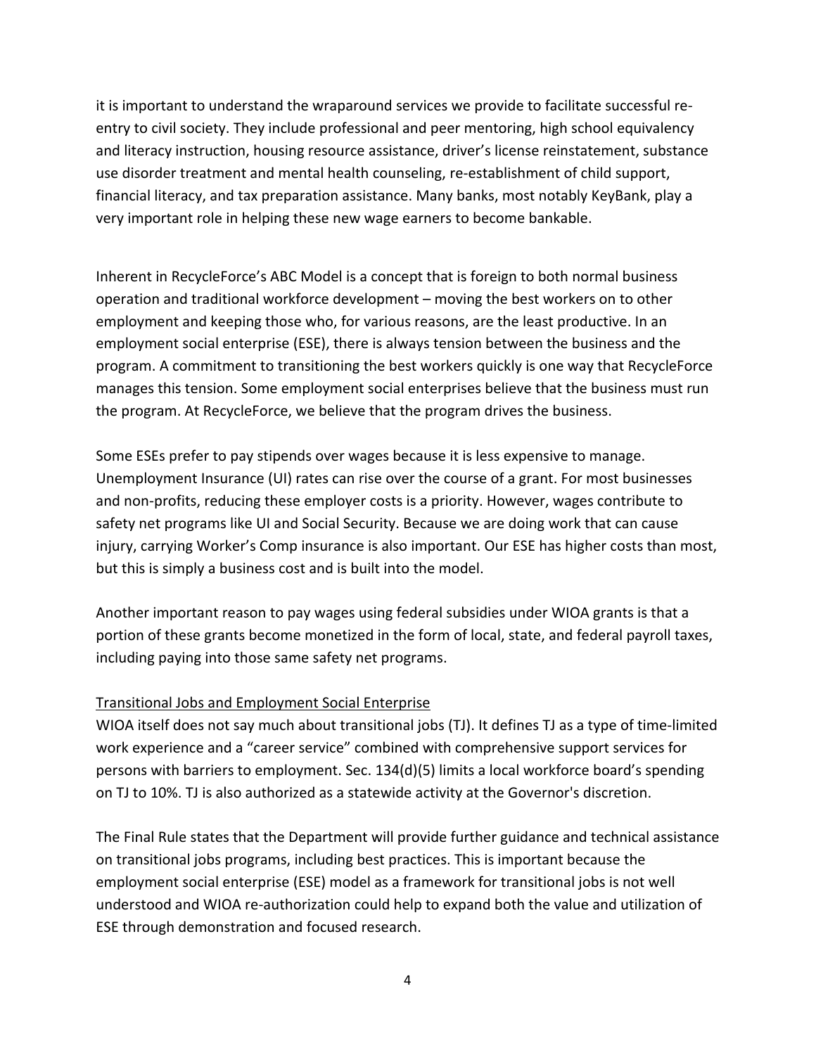it is important to understand the wraparound services we provide to facilitate successful re-entry to civil society. They include professional and peer mentoring, high school equivalency and literacy instruction, housing resource assistance, driver's license reinstatement, substance use disorder treatment and mental health counseling, re-establishment of child support, financial literacy, and tax preparation assistance. Many banks, most notably KeyBank, play a very important role in helping these new wage earners to become bankable.

Inherent in RecycleForce's ABC Model is a concept that is foreign to both normal business operation and traditional workforce development – moving the best workers on to other employment and keeping those who, for various reasons, are the least productive. In an employment social enterprise (ESE), there is always tension between the business and the program. A commitment to transitioning the best workers quickly is one way that RecycleForce manages this tension. Some employment social enterprises believe that the business must run the program. At RecycleForce, we believe that the program drives the business.

Some ESEs prefer to pay stipends over wages because it is less expensive to manage. Unemployment Insurance (UI) rates can rise over the course of a grant. For most businesses and non-profits, reducing these employer costs is a priority. However, wages contribute to safety net programs like UI and Social Security. Because we are doing work that can cause injury, carrying Worker's Comp insurance is also important. Our ESE has higher costs than most, but this is simply a business cost and is built into the model.

Another important reason to pay wages using federal subsidies under WIOA grants is that a portion of these grants become monetized in the form of local, state, and federal payroll taxes, including paying into those same safety net programs.

<u>Transitional Jobs and Employment Social Enterprise</u>

WIOA itself does not say much about transitional jobs (TJ). It defines TJ as a type of time-limited work experience and a "career service" combined with comprehensive support services for persons with barriers to employment. Sec. 134(d)(5) limits a local workforce board's spending on TJ to 10%. TJ is also authorized as a statewide activity at the Governor's discretion.

The Final Rule states that the Department will provide further guidance and technical assistance on transitional jobs programs, including best practices. This is important because the employment social enterprise (ESE) model as a framework for transitional jobs is not well understood and WIOA re-authorization could help to expand both the value and utilization of ESE through demonstration and focused research.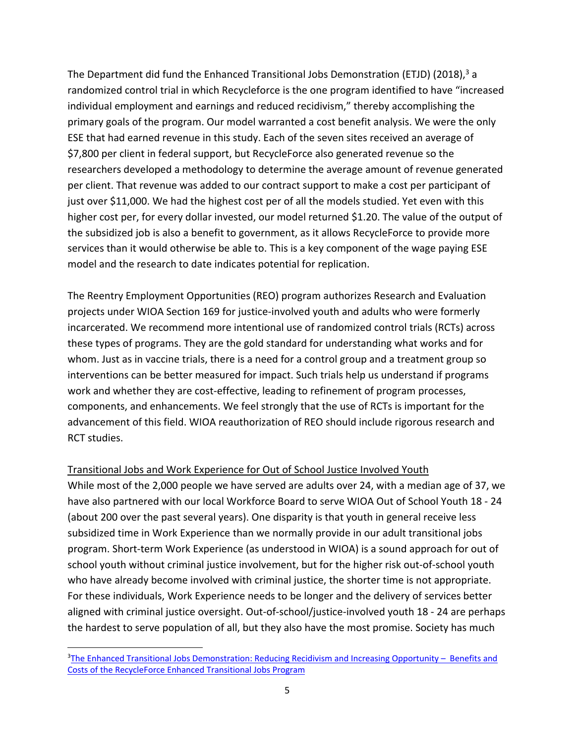The Department did fund the Enhanced Transitional Jobs Demonstration (ETJD) (2018),[3] a randomized control trial in which Recycleforce is the one program identified to have "increased individual employment and earnings and reduced recidivism," thereby accomplishing the primary goals of the program. Our model warranted a cost benefit analysis. We were the only ESE that had earned revenue in this study. Each of the seven sites received an average of $7,800 per client in federal support, but RecycleForce also generated revenue so the researchers developed a methodology to determine the average amount of revenue generated per client. That revenue was added to our contract support to make a cost per participant of just over $11,000. We had the highest cost per of all the models studied. Yet even with this higher cost per, for every dollar invested, our model returned $1.20. The value of the output of the subsidized job is also a benefit to government, as it allows RecycleForce to provide more services than it would otherwise be able to. This is a key component of the wage paying ESE model and the research to date indicates potential for replication.

The Reentry Employment Opportunities (REO) program authorizes Research and Evaluation projects under WIOA Section 169 for justice-involved youth and adults who were formerly incarcerated. We recommend more intentional use of randomized control trials (RCTs) across these types of programs. They are the gold standard for understanding what works and for whom. Just as in vaccine trials, there is a need for a control group and a treatment group so interventions can be better measured for impact. Such trials help us understand if programs work and whether they are cost-effective, leading to refinement of program processes, components, and enhancements. We feel strongly that the use of RCTs is important for the advancement of this field. WIOA reauthorization of REO should include rigorous research and RCT studies.

<u>Transitional Jobs and Work Experience for Out of School Justice Involved Youth</u>

While most of the 2,000 people we have served are adults over 24, with a median age of 37, we have also partnered with our local Workforce Board to serve WIOA Out of School Youth 18 - 24 (about 200 over the past several years). One disparity is that youth in general receive less subsidized time in Work Experience than we normally provide in our adult transitional jobs program. Short-term Work Experience (as understood in WIOA) is a sound approach for out of school youth without criminal justice involvement, but for the higher risk out-of-school youth who have already become involved with criminal justice, the shorter time is not appropriate. For these individuals, Work Experience needs to be longer and the delivery of services better aligned with criminal justice oversight. Out-of-school/justice-involved youth 18 - 24 are perhaps the hardest to serve population of all, but they also have the most promise. Society has much

---

[3] The Enhanced Transitional Jobs Demonstration: Reducing Recidivism and Increasing Opportunity – Benefits and Costs of the RecycleForce Enhanced Transitional Jobs Program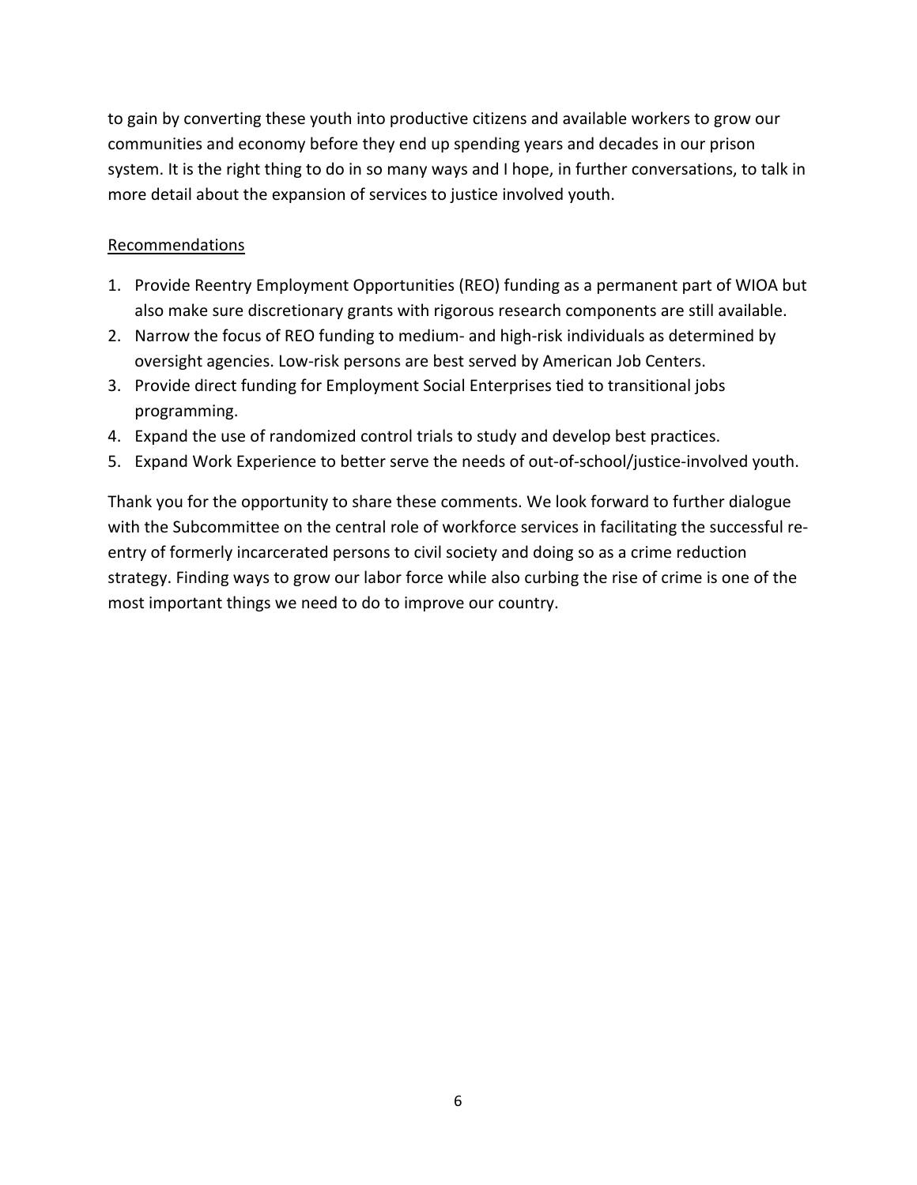to gain by converting these youth into productive citizens and available workers to grow our communities and economy before they end up spending years and decades in our prison system. It is the right thing to do in so many ways and I hope, in further conversations, to talk in more detail about the expansion of services to justice involved youth.

<u>Recommendations</u>

1. Provide Reentry Employment Opportunities (REO) funding as a permanent part of WIOA but also make sure discretionary grants with rigorous research components are still available.
2. Narrow the focus of REO funding to medium- and high-risk individuals as determined by oversight agencies. Low-risk persons are best served by American Job Centers.
3. Provide direct funding for Employment Social Enterprises tied to transitional jobs programming.
4. Expand the use of randomized control trials to study and develop best practices.
5. Expand Work Experience to better serve the needs of out-of-school/justice-involved youth.

Thank you for the opportunity to share these comments. We look forward to further dialogue with the Subcommittee on the central role of workforce services in facilitating the successful re-entry of formerly incarcerated persons to civil society and doing so as a crime reduction strategy. Finding ways to grow our labor force while also curbing the rise of crime is one of the most important things we need to do to improve our country.